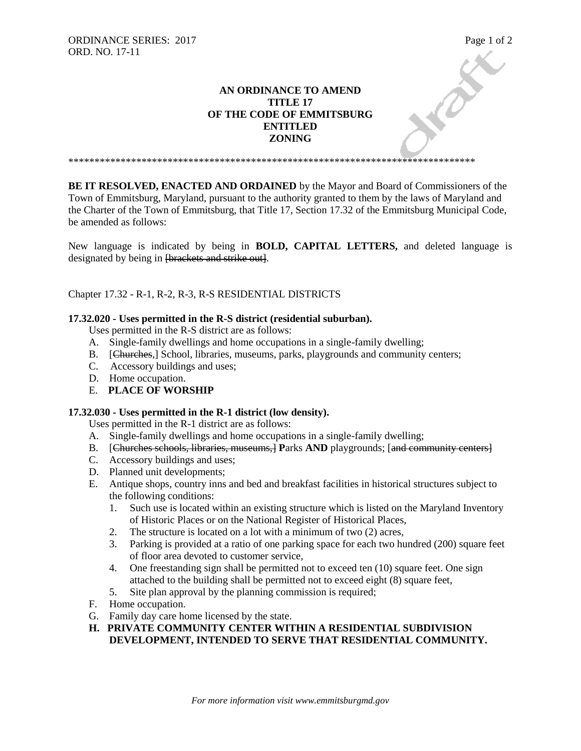ORDINANCE SERIES: 2017
ORD. NO. 17-11

# AN ORDINANCE TO AMEND TITLE 17 OF THE CODE OF EMMITSBURG ENTITLED ZONING

*******************************************************************************

**BE IT RESOLVED, ENACTED AND ORDAINED** by the Mayor and Board of Commissioners of the Town of Emmitsburg, Maryland, pursuant to the authority granted to them by the laws of Maryland and the Charter of the Town of Emmitsburg, that Title 17, Section 17.32 of the Emmitsburg Municipal Code, be amended as follows:

New language is indicated by being in **BOLD, CAPITAL LETTERS,** and deleted language is designated by being in [~~brackets and strike out~~].

Chapter 17.32 - R-1, R-2, R-3, R-S RESIDENTIAL DISTRICTS

**17.32.020 - Uses permitted in the R-S district (residential suburban).**

Uses permitted in the R-S district are as follows:

A. Single-family dwellings and home occupations in a single-family dwelling;
B. [~~Churches~~,] School, libraries, museums, parks, playgrounds and community centers;
C. Accessory buildings and uses;
D. Home occupation.
E. **PLACE OF WORSHIP**

**17.32.030 - Uses permitted in the R-1 district (low density).**

Uses permitted in the R-1 district are as follows:

A. Single-family dwellings and home occupations in a single-family dwelling;
B. [~~Churches schools, libraries, museums,~~] **P**arks **AND** playgrounds; [~~and community centers~~]
C. Accessory buildings and uses;
D. Planned unit developments;
E. Antique shops, country inns and bed and breakfast facilities in historical structures subject to the following conditions:
   1. Such use is located within an existing structure which is listed on the Maryland Inventory of Historic Places or on the National Register of Historical Places,
   2. The structure is located on a lot with a minimum of two (2) acres,
   3. Parking is provided at a ratio of one parking space for each two hundred (200) square feet of floor area devoted to customer service,
   4. One freestanding sign shall be permitted not to exceed ten (10) square feet. One sign attached to the building shall be permitted not to exceed eight (8) square feet,
   5. Site plan approval by the planning commission is required;
F. Home occupation.
G. Family day care home licensed by the state.
**H. PRIVATE COMMUNITY CENTER WITHIN A RESIDENTIAL SUBDIVISION DEVELOPMENT, INTENDED TO SERVE THAT RESIDENTIAL COMMUNITY.**

*For more information visit www.emmitsburgmd.gov*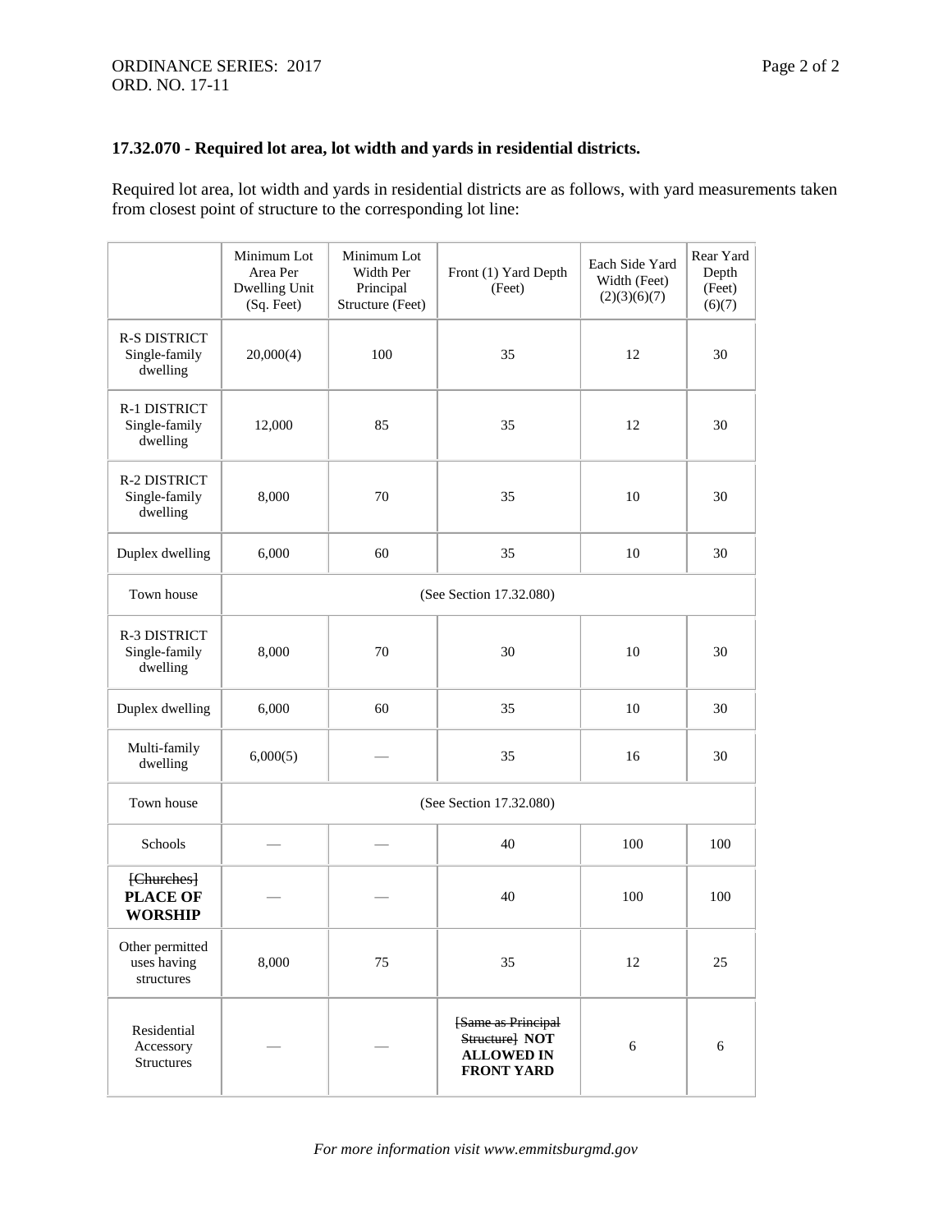### 17.32.070 - Required lot area, lot width and yards in residential districts.

Required lot area, lot width and yards in residential districts are as follows, with yard measurements taken from closest point of structure to the corresponding lot line:

| | Minimum Lot Area Per Dwelling Unit (Sq. Feet) | Minimum Lot Width Per Principal Structure (Feet) | Front (1) Yard Depth (Feet) | Each Side Yard Width (Feet) (2)(3)(6)(7) | Rear Yard Depth (Feet) (6)(7) |
|---|---|---|---|---|---|
| R-S DISTRICT Single-family dwelling | 20,000(4) | 100 | 35 | 12 | 30 |
| R-1 DISTRICT Single-family dwelling | 12,000 | 85 | 35 | 12 | 30 |
| R-2 DISTRICT Single-family dwelling | 8,000 | 70 | 35 | 10 | 30 |
| Duplex dwelling | 6,000 | 60 | 35 | 10 | 30 |
| Town house | (See Section 17.32.080) | | | | |
| R-3 DISTRICT Single-family dwelling | 8,000 | 70 | 30 | 10 | 30 |
| Duplex dwelling | 6,000 | 60 | 35 | 10 | 30 |
| Multi-family dwelling | 6,000(5) | — | 35 | 16 | 30 |
| Town house | (See Section 17.32.080) | | | | |
| Schools | — | — | 40 | 100 | 100 |
| ~~[Churches]~~ **PLACE OF WORSHIP** | — | — | 40 | 100 | 100 |
| Other permitted uses having structures | 8,000 | 75 | 35 | 12 | 25 |
| Residential Accessory Structures | — | — | ~~[Same as Principal Structure]~~ **NOT ALLOWED IN FRONT YARD** | 6 | 6 |

*For more information visit www.emmitsburgmd.gov*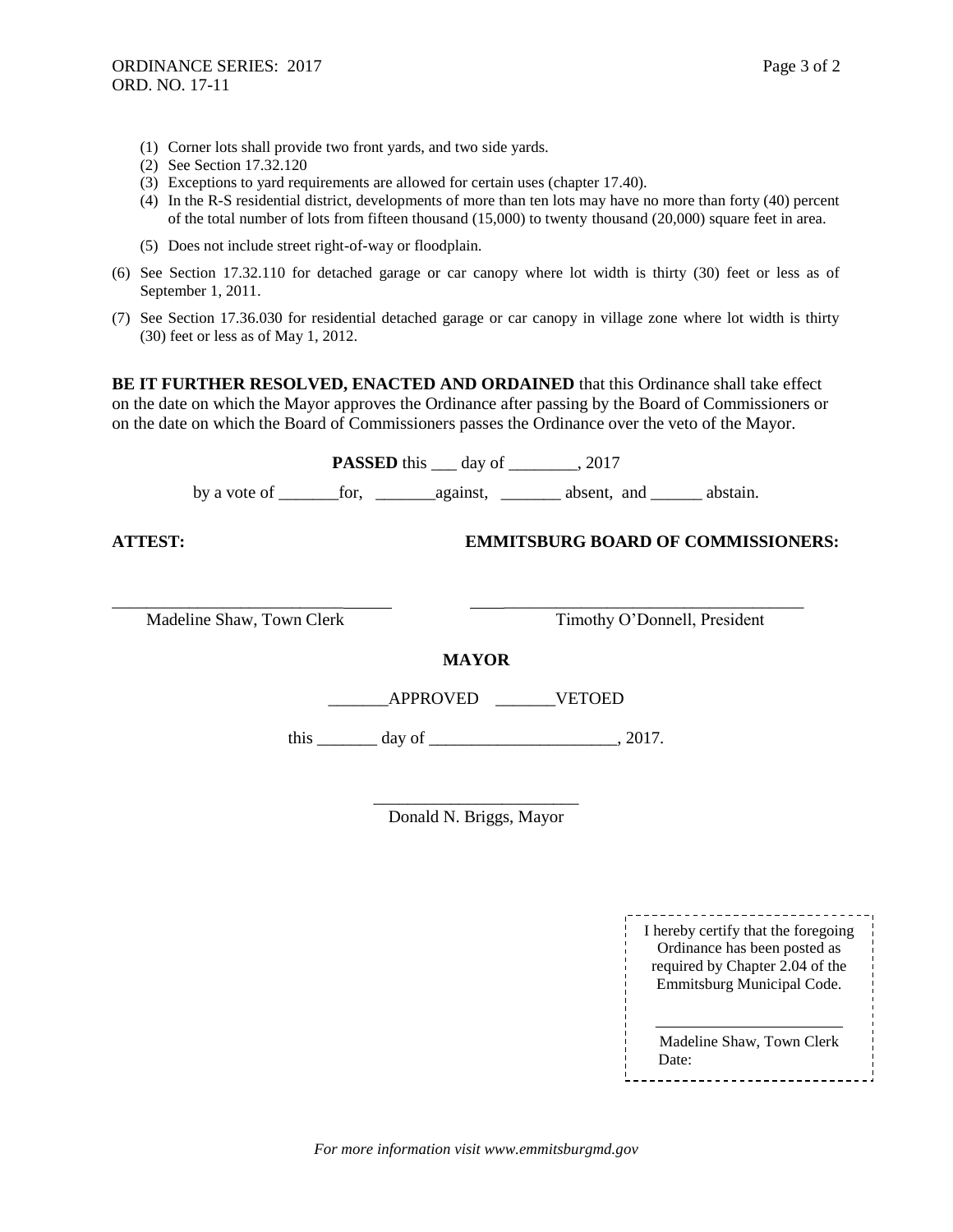(1) Corner lots shall provide two front yards, and two side yards.
(2) See Section 17.32.120
(3) Exceptions to yard requirements are allowed for certain uses (chapter 17.40).
(4) In the R-S residential district, developments of more than ten lots may have no more than forty (40) percent of the total number of lots from fifteen thousand (15,000) to twenty thousand (20,000) square feet in area.
(5) Does not include street right-of-way or floodplain.
(6) See Section 17.32.110 for detached garage or car canopy where lot width is thirty (30) feet or less as of September 1, 2011.
(7) See Section 17.36.030 for residential detached garage or car canopy in village zone where lot width is thirty (30) feet or less as of May 1, 2012.

**BE IT FURTHER RESOLVED, ENACTED AND ORDAINED** that this Ordinance shall take effect on the date on which the Mayor approves the Ordinance after passing by the Board of Commissioners or on the date on which the Board of Commissioners passes the Ordinance over the veto of the Mayor.

**PASSED** this ___ day of ________, 2017

by a vote of _______for, _______against, _______ absent, and ______ abstain.

**ATTEST:**

______________________________
Madeline Shaw, Town Clerk

**EMMITSBURG BOARD OF COMMISSIONERS:**

______________________________
Timothy O'Donnell, President

**MAYOR**

_______APPROVED _______VETOED

this _______ day of ______________________, 2017.

________________________
Donald N. Briggs, Mayor

I hereby certify that the foregoing Ordinance has been posted as required by Chapter 2.04 of the Emmitsburg Municipal Code.

________________________
Madeline Shaw, Town Clerk
Date:

*For more information visit www.emmitsburgmd.gov*